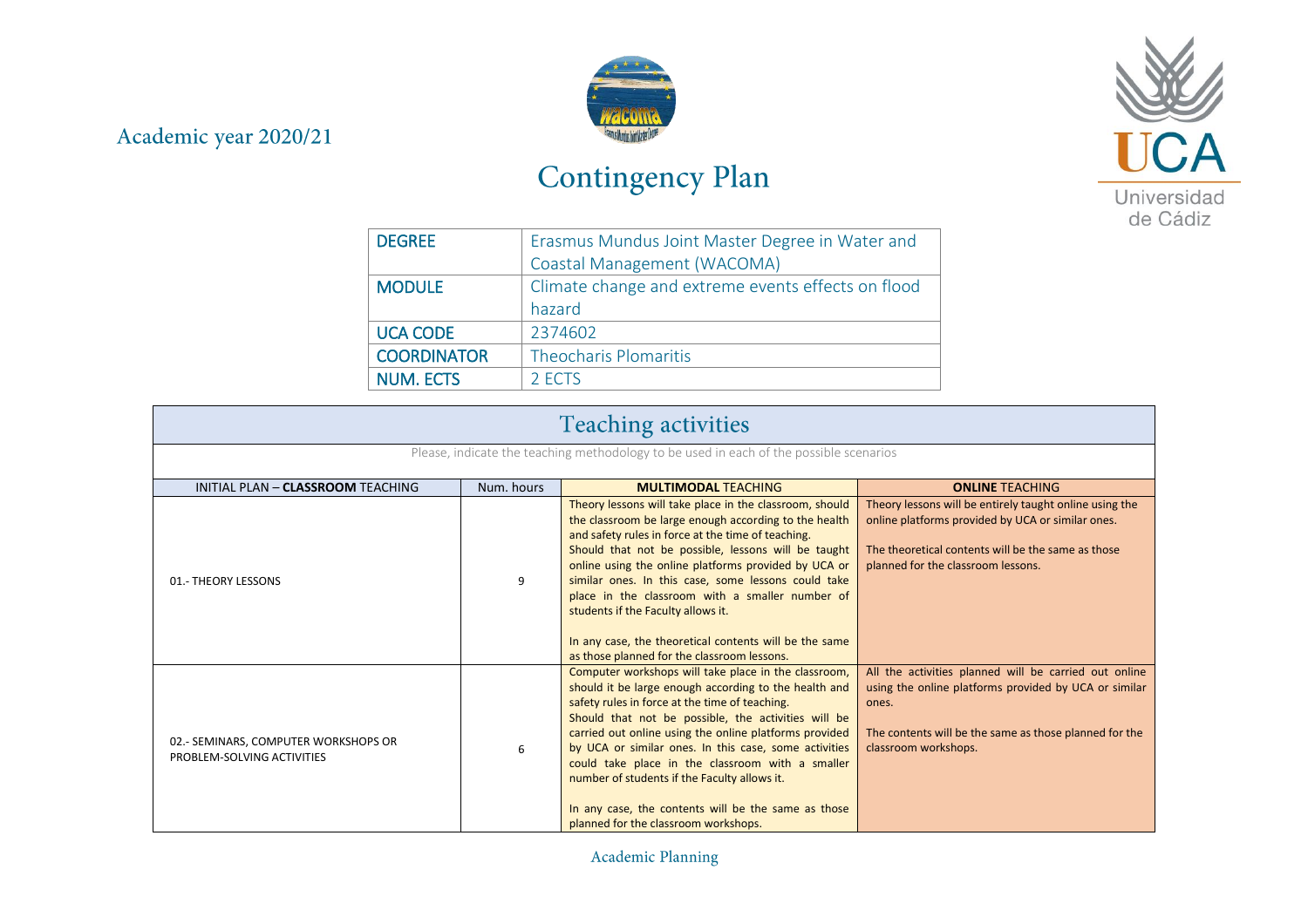Academic year 2020/21

# Contingency Plan

| DEGREE | Erasmus Mundus Joint Master Degree in Water and Coastal Management (WACOMA) |
|---|---|
| MODULE | Climate change and extreme events effects on flood hazard |
| UCA CODE | 2374602 |
| COORDINATOR | Theocharis Plomaritis |
| NUM. ECTS | 2 ECTS |

## Teaching activities

Please, indicate the teaching methodology to be used in each of the possible scenarios

| INITIAL PLAN – **CLASSROOM** TEACHING | Num. hours | **MULTIMODAL** TEACHING | **ONLINE** TEACHING |
|---|---|---|---|
| 01.- THEORY LESSONS | 9 | Theory lessons will take place in the classroom, should the classroom be large enough according to the health and safety rules in force at the time of teaching. Should that not be possible, lessons will be taught online using the online platforms provided by UCA or similar ones. In this case, some lessons could take place in the classroom with a smaller number of students if the Faculty allows it.<br><br>In any case, the theoretical contents will be the same as those planned for the classroom lessons. | Theory lessons will be entirely taught online using the online platforms provided by UCA or similar ones.<br><br>The theoretical contents will be the same as those planned for the classroom lessons. |
| 02.- SEMINARS, COMPUTER WORKSHOPS OR PROBLEM-SOLVING ACTIVITIES | 6 | Computer workshops will take place in the classroom, should it be large enough according to the health and safety rules in force at the time of teaching. Should that not be possible, the activities will be carried out online using the online platforms provided by UCA or similar ones. In this case, some activities could take place in the classroom with a smaller number of students if the Faculty allows it.<br><br>In any case, the contents will be the same as those planned for the classroom workshops. | All the activities planned will be carried out online using the online platforms provided by UCA or similar ones.<br><br>The contents will be the same as those planned for the classroom workshops. |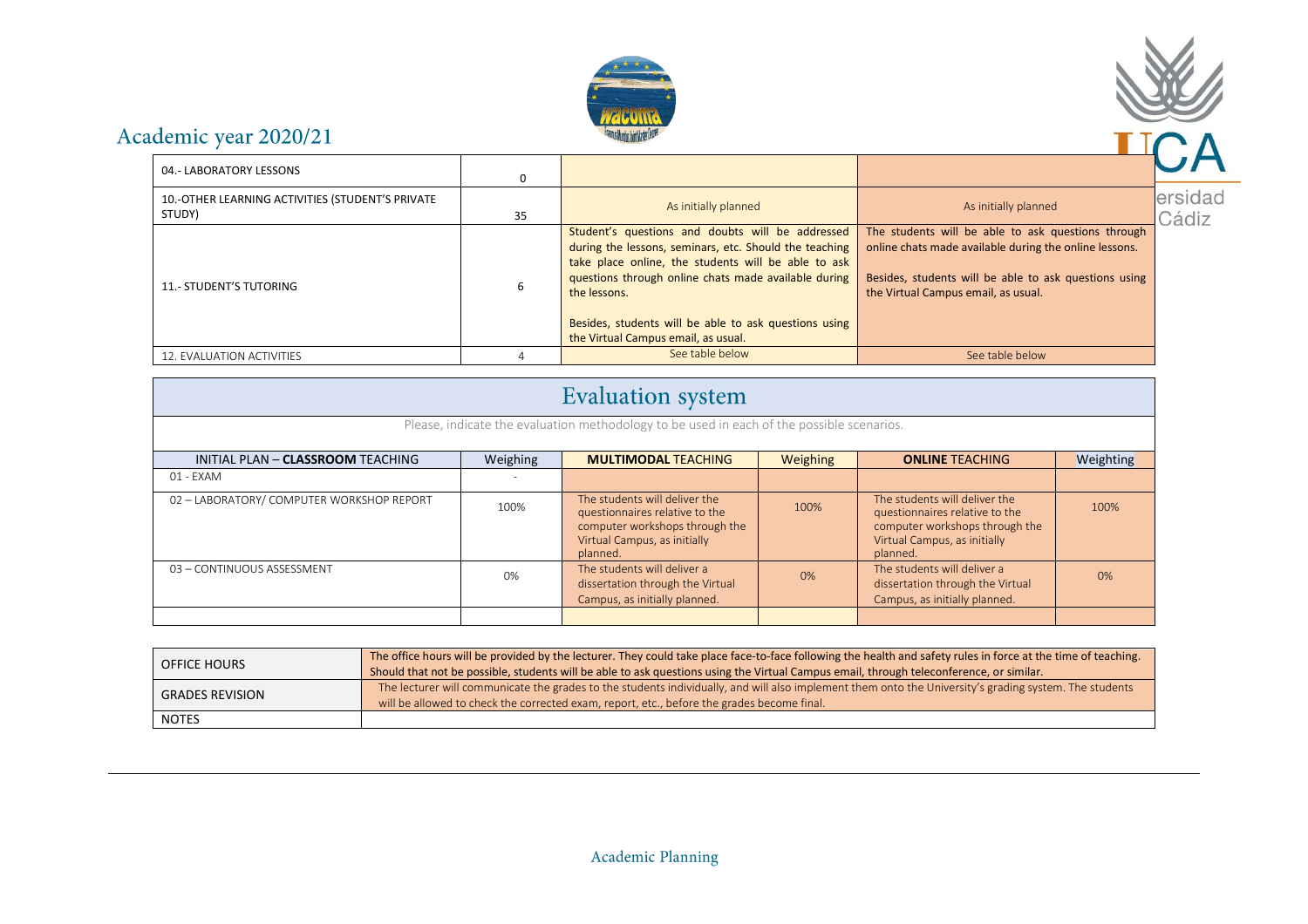## Academic year 2020/21

| | | | |
|---|---|---|---|
| 04.- LABORATORY LESSONS | 0 | | |
| 10.-OTHER LEARNING ACTIVITIES (STUDENT'S PRIVATE STUDY) | 35 | As initially planned | As initially planned |
| 11.- STUDENT'S TUTORING | 6 | Student's questions and doubts will be addressed during the lessons, seminars, etc. Should the teaching take place online, the students will be able to ask questions through online chats made available during the lessons.<br><br>Besides, students will be able to ask questions using the Virtual Campus email, as usual. | The students will be able to ask questions through online chats made available during the online lessons.<br><br>Besides, students will be able to ask questions using the Virtual Campus email, as usual. |
| 12. EVALUATION ACTIVITIES | 4 | See table below | See table below |

## Evaluation system

Please, indicate the evaluation methodology to be used in each of the possible scenarios.

| INITIAL PLAN – **CLASSROOM** TEACHING | Weighing | **MULTIMODAL** TEACHING | Weighing | **ONLINE** TEACHING | Weighting |
|---|---|---|---|---|---|
| 01 - EXAM | - | | | | |
| 02 – LABORATORY/ COMPUTER WORKSHOP REPORT | 100% | The students will deliver the questionnaires relative to the computer workshops through the Virtual Campus, as initially planned. | 100% | The students will deliver the questionnaires relative to the computer workshops through the Virtual Campus, as initially planned. | 100% |
| 03 – CONTINUOUS ASSESSMENT | 0% | The students will deliver a dissertation through the Virtual Campus, as initially planned. | 0% | The students will deliver a dissertation through the Virtual Campus, as initially planned. | 0% |
| | | | | | |

| | |
|---|---|
| OFFICE HOURS | The office hours will be provided by the lecturer. They could take place face-to-face following the health and safety rules in force at the time of teaching. Should that not be possible, students will be able to ask questions using the Virtual Campus email, through teleconference, or similar. |
| GRADES REVISION | The lecturer will communicate the grades to the students individually, and will also implement them onto the University's grading system. The students will be allowed to check the corrected exam, report, etc., before the grades become final. |
| NOTES | |

Academic Planning